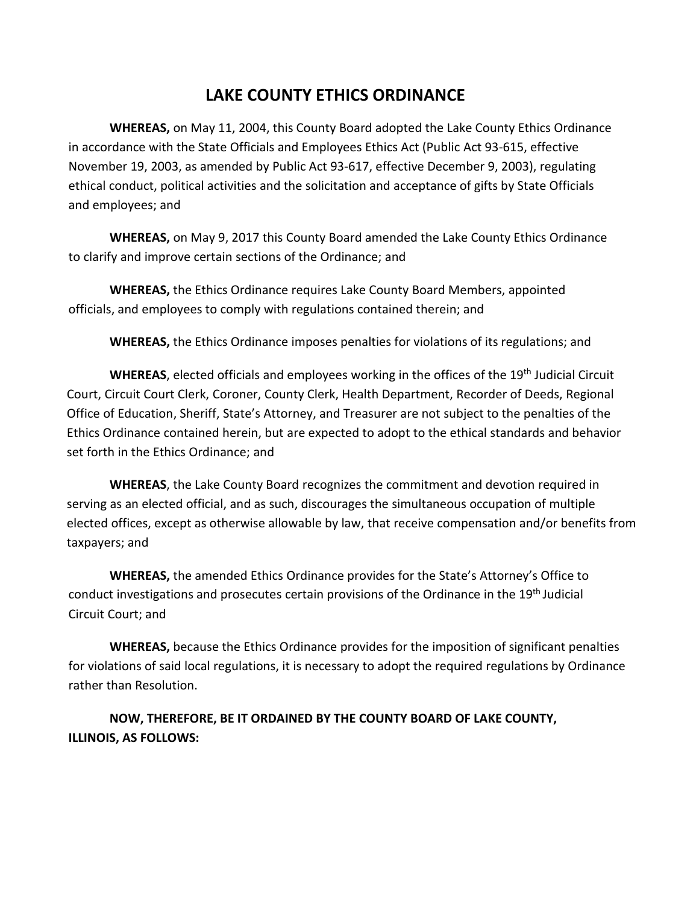# LAKE COUNTY ETHICS ORDINANCE

**WHEREAS,** on May 11, 2004, this County Board adopted the Lake County Ethics Ordinance in accordance with the State Officials and Employees Ethics Act (Public Act 93-615, effective November 19, 2003, as amended by Public Act 93-617, effective December 9, 2003), regulating ethical conduct, political activities and the solicitation and acceptance of gifts by State Officials and employees; and

**WHEREAS,** on May 9, 2017 this County Board amended the Lake County Ethics Ordinance to clarify and improve certain sections of the Ordinance; and

**WHEREAS,** the Ethics Ordinance requires Lake County Board Members, appointed officials, and employees to comply with regulations contained therein; and

**WHEREAS,** the Ethics Ordinance imposes penalties for violations of its regulations; and

**WHEREAS**, elected officials and employees working in the offices of the 19th Judicial Circuit Court, Circuit Court Clerk, Coroner, County Clerk, Health Department, Recorder of Deeds, Regional Office of Education, Sheriff, State's Attorney, and Treasurer are not subject to the penalties of the Ethics Ordinance contained herein, but are expected to adopt to the ethical standards and behavior set forth in the Ethics Ordinance; and

**WHEREAS**, the Lake County Board recognizes the commitment and devotion required in serving as an elected official, and as such, discourages the simultaneous occupation of multiple elected offices, except as otherwise allowable by law, that receive compensation and/or benefits from taxpayers; and

**WHEREAS,** the amended Ethics Ordinance provides for the State's Attorney's Office to conduct investigations and prosecutes certain provisions of the Ordinance in the 19th Judicial Circuit Court; and

**WHEREAS,** because the Ethics Ordinance provides for the imposition of significant penalties for violations of said local regulations, it is necessary to adopt the required regulations by Ordinance rather than Resolution.

**NOW, THEREFORE, BE IT ORDAINED BY THE COUNTY BOARD OF LAKE COUNTY, ILLINOIS, AS FOLLOWS:**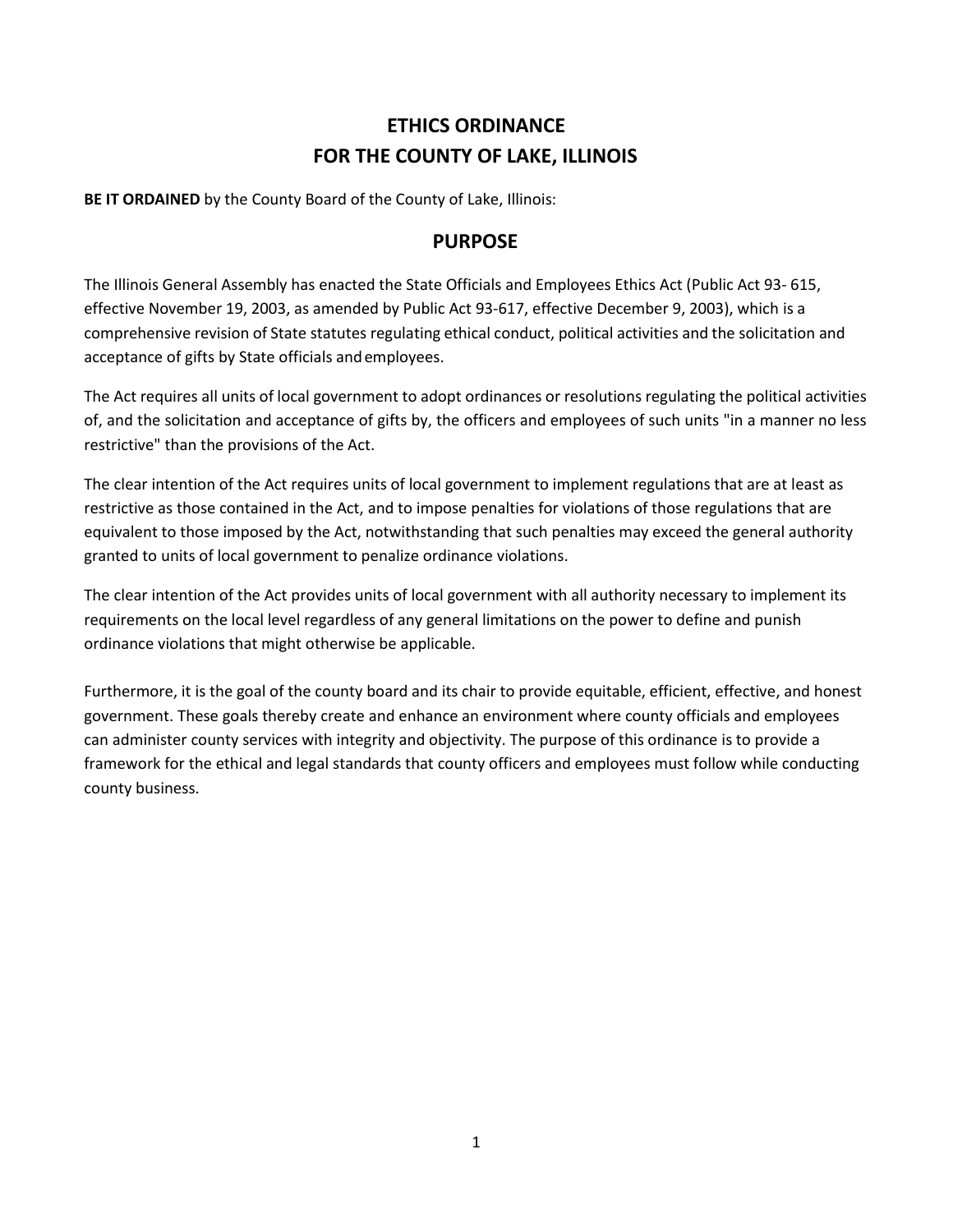# ETHICS ORDINANCE
# FOR THE COUNTY OF LAKE, ILLINOIS

**BE IT ORDAINED** by the County Board of the County of Lake, Illinois:

## PURPOSE

The Illinois General Assembly has enacted the State Officials and Employees Ethics Act (Public Act 93- 615, effective November 19, 2003, as amended by Public Act 93-617, effective December 9, 2003), which is a comprehensive revision of State statutes regulating ethical conduct, political activities and the solicitation and acceptance of gifts by State officials and employees.

The Act requires all units of local government to adopt ordinances or resolutions regulating the political activities of, and the solicitation and acceptance of gifts by, the officers and employees of such units "in a manner no less restrictive" than the provisions of the Act.

The clear intention of the Act requires units of local government to implement regulations that are at least as restrictive as those contained in the Act, and to impose penalties for violations of those regulations that are equivalent to those imposed by the Act, notwithstanding that such penalties may exceed the general authority granted to units of local government to penalize ordinance violations.

The clear intention of the Act provides units of local government with all authority necessary to implement its requirements on the local level regardless of any general limitations on the power to define and punish ordinance violations that might otherwise be applicable.

Furthermore, it is the goal of the county board and its chair to provide equitable, efficient, effective, and honest government. These goals thereby create and enhance an environment where county officials and employees can administer county services with integrity and objectivity. The purpose of this ordinance is to provide a framework for the ethical and legal standards that county officers and employees must follow while conducting county business.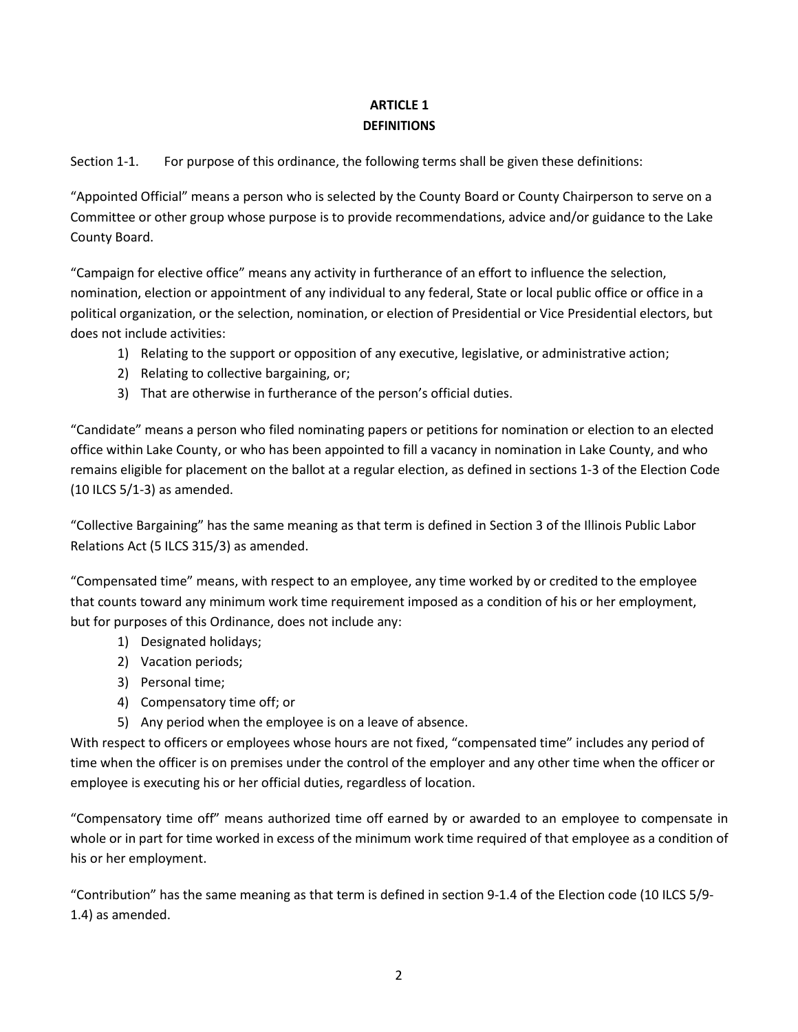# ARTICLE 1
## DEFINITIONS

Section 1-1. For purpose of this ordinance, the following terms shall be given these definitions:

"Appointed Official" means a person who is selected by the County Board or County Chairperson to serve on a Committee or other group whose purpose is to provide recommendations, advice and/or guidance to the Lake County Board.

"Campaign for elective office" means any activity in furtherance of an effort to influence the selection, nomination, election or appointment of any individual to any federal, State or local public office or office in a political organization, or the selection, nomination, or election of Presidential or Vice Presidential electors, but does not include activities:

1) Relating to the support or opposition of any executive, legislative, or administrative action;
2) Relating to collective bargaining, or;
3) That are otherwise in furtherance of the person's official duties.

"Candidate" means a person who filed nominating papers or petitions for nomination or election to an elected office within Lake County, or who has been appointed to fill a vacancy in nomination in Lake County, and who remains eligible for placement on the ballot at a regular election, as defined in sections 1-3 of the Election Code (10 ILCS 5/1-3) as amended.

"Collective Bargaining" has the same meaning as that term is defined in Section 3 of the Illinois Public Labor Relations Act (5 ILCS 315/3) as amended.

"Compensated time" means, with respect to an employee, any time worked by or credited to the employee that counts toward any minimum work time requirement imposed as a condition of his or her employment, but for purposes of this Ordinance, does not include any:

1) Designated holidays;
2) Vacation periods;
3) Personal time;
4) Compensatory time off; or
5) Any period when the employee is on a leave of absence.

With respect to officers or employees whose hours are not fixed, "compensated time" includes any period of time when the officer is on premises under the control of the employer and any other time when the officer or employee is executing his or her official duties, regardless of location.

"Compensatory time off" means authorized time off earned by or awarded to an employee to compensate in whole or in part for time worked in excess of the minimum work time required of that employee as a condition of his or her employment.

"Contribution" has the same meaning as that term is defined in section 9-1.4 of the Election code (10 ILCS 5/9-1.4) as amended.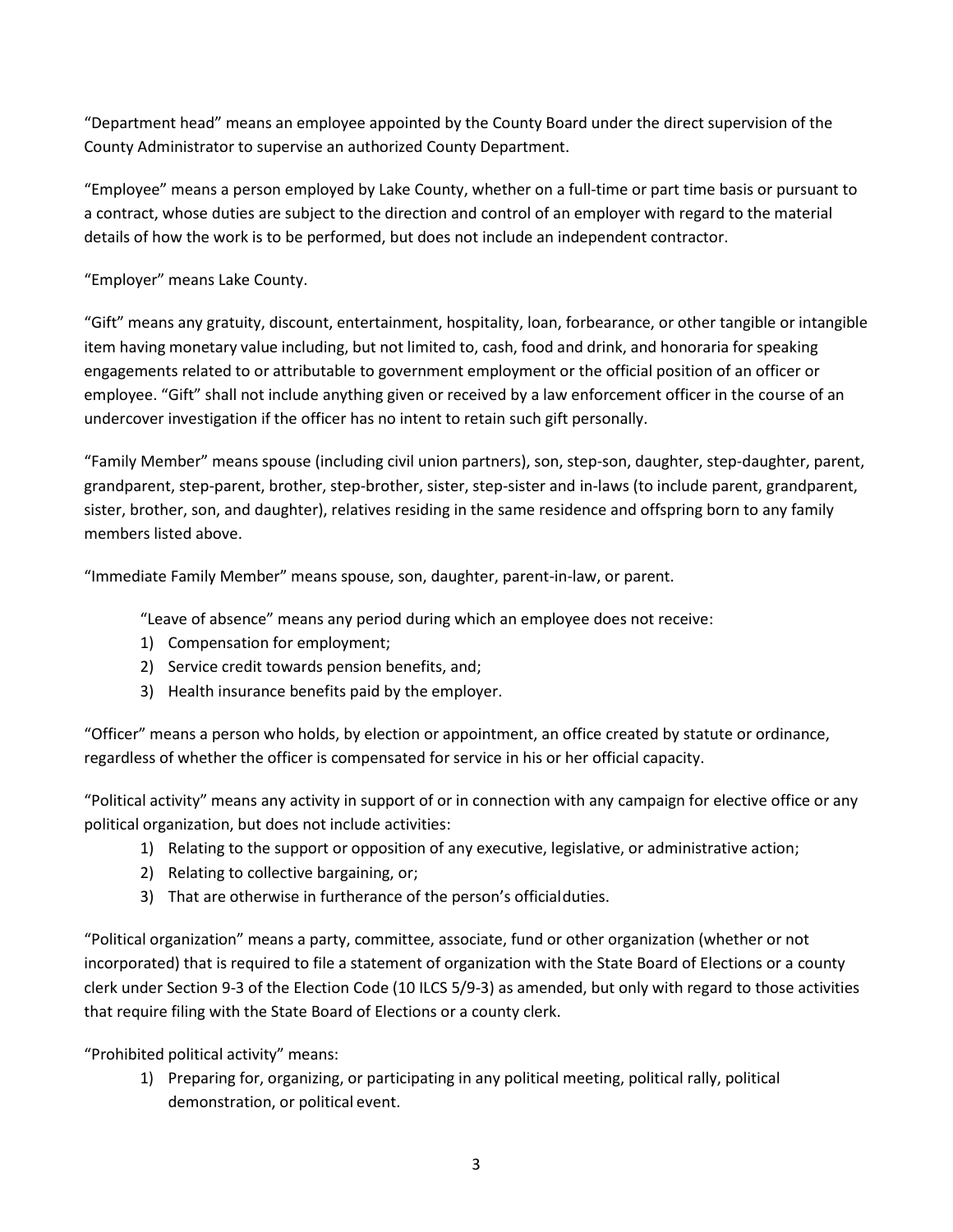"Department head" means an employee appointed by the County Board under the direct supervision of the County Administrator to supervise an authorized County Department.

"Employee" means a person employed by Lake County, whether on a full-time or part time basis or pursuant to a contract, whose duties are subject to the direction and control of an employer with regard to the material details of how the work is to be performed, but does not include an independent contractor.

"Employer" means Lake County.

"Gift" means any gratuity, discount, entertainment, hospitality, loan, forbearance, or other tangible or intangible item having monetary value including, but not limited to, cash, food and drink, and honoraria for speaking engagements related to or attributable to government employment or the official position of an officer or employee. "Gift" shall not include anything given or received by a law enforcement officer in the course of an undercover investigation if the officer has no intent to retain such gift personally.

"Family Member" means spouse (including civil union partners), son, step-son, daughter, step-daughter, parent, grandparent, step-parent, brother, step-brother, sister, step-sister and in-laws (to include parent, grandparent, sister, brother, son, and daughter), relatives residing in the same residence and offspring born to any family members listed above.

"Immediate Family Member" means spouse, son, daughter, parent-in-law, or parent.

"Leave of absence" means any period during which an employee does not receive:

1) Compensation for employment;
2) Service credit towards pension benefits, and;
3) Health insurance benefits paid by the employer.

"Officer" means a person who holds, by election or appointment, an office created by statute or ordinance, regardless of whether the officer is compensated for service in his or her official capacity.

"Political activity" means any activity in support of or in connection with any campaign for elective office or any political organization, but does not include activities:

1) Relating to the support or opposition of any executive, legislative, or administrative action;
2) Relating to collective bargaining, or;
3) That are otherwise in furtherance of the person's official duties.

"Political organization" means a party, committee, associate, fund or other organization (whether or not incorporated) that is required to file a statement of organization with the State Board of Elections or a county clerk under Section 9-3 of the Election Code (10 ILCS 5/9-3) as amended, but only with regard to those activities that require filing with the State Board of Elections or a county clerk.

"Prohibited political activity" means:

1) Preparing for, organizing, or participating in any political meeting, political rally, political demonstration, or political event.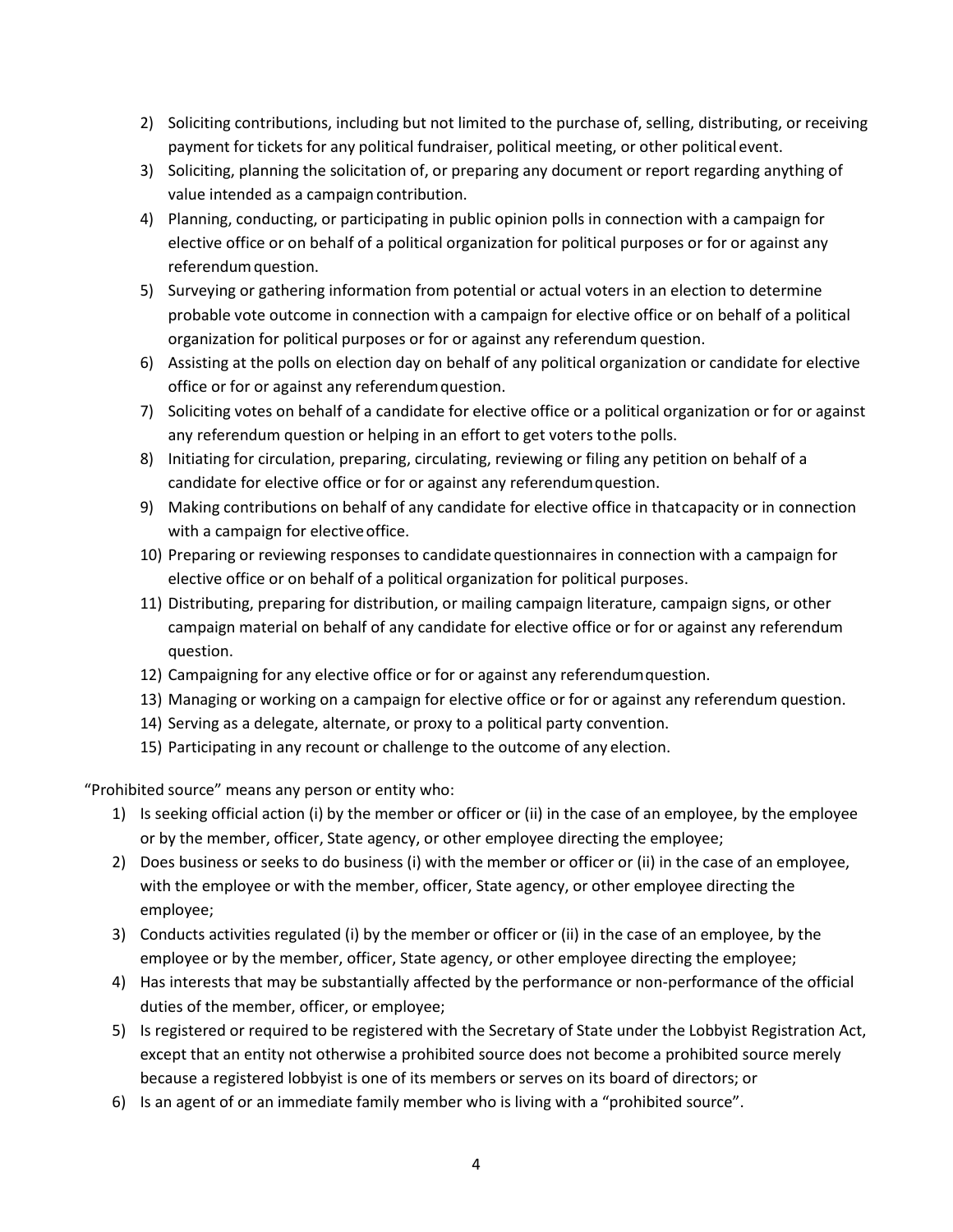2) Soliciting contributions, including but not limited to the purchase of, selling, distributing, or receiving payment for tickets for any political fundraiser, political meeting, or other political event.
3) Soliciting, planning the solicitation of, or preparing any document or report regarding anything of value intended as a campaign contribution.
4) Planning, conducting, or participating in public opinion polls in connection with a campaign for elective office or on behalf of a political organization for political purposes or for or against any referendum question.
5) Surveying or gathering information from potential or actual voters in an election to determine probable vote outcome in connection with a campaign for elective office or on behalf of a political organization for political purposes or for or against any referendum question.
6) Assisting at the polls on election day on behalf of any political organization or candidate for elective office or for or against any referendum question.
7) Soliciting votes on behalf of a candidate for elective office or a political organization or for or against any referendum question or helping in an effort to get voters to the polls.
8) Initiating for circulation, preparing, circulating, reviewing or filing any petition on behalf of a candidate for elective office or for or against any referendum question.
9) Making contributions on behalf of any candidate for elective office in that capacity or in connection with a campaign for elective office.
10) Preparing or reviewing responses to candidate questionnaires in connection with a campaign for elective office or on behalf of a political organization for political purposes.
11) Distributing, preparing for distribution, or mailing campaign literature, campaign signs, or other campaign material on behalf of any candidate for elective office or for or against any referendum question.
12) Campaigning for any elective office or for or against any referendum question.
13) Managing or working on a campaign for elective office or for or against any referendum question.
14) Serving as a delegate, alternate, or proxy to a political party convention.
15) Participating in any recount or challenge to the outcome of any election.

"Prohibited source" means any person or entity who:

1) Is seeking official action (i) by the member or officer or (ii) in the case of an employee, by the employee or by the member, officer, State agency, or other employee directing the employee;
2) Does business or seeks to do business (i) with the member or officer or (ii) in the case of an employee, with the employee or with the member, officer, State agency, or other employee directing the employee;
3) Conducts activities regulated (i) by the member or officer or (ii) in the case of an employee, by the employee or by the member, officer, State agency, or other employee directing the employee;
4) Has interests that may be substantially affected by the performance or non-performance of the official duties of the member, officer, or employee;
5) Is registered or required to be registered with the Secretary of State under the Lobbyist Registration Act, except that an entity not otherwise a prohibited source does not become a prohibited source merely because a registered lobbyist is one of its members or serves on its board of directors; or
6) Is an agent of or an immediate family member who is living with a "prohibited source".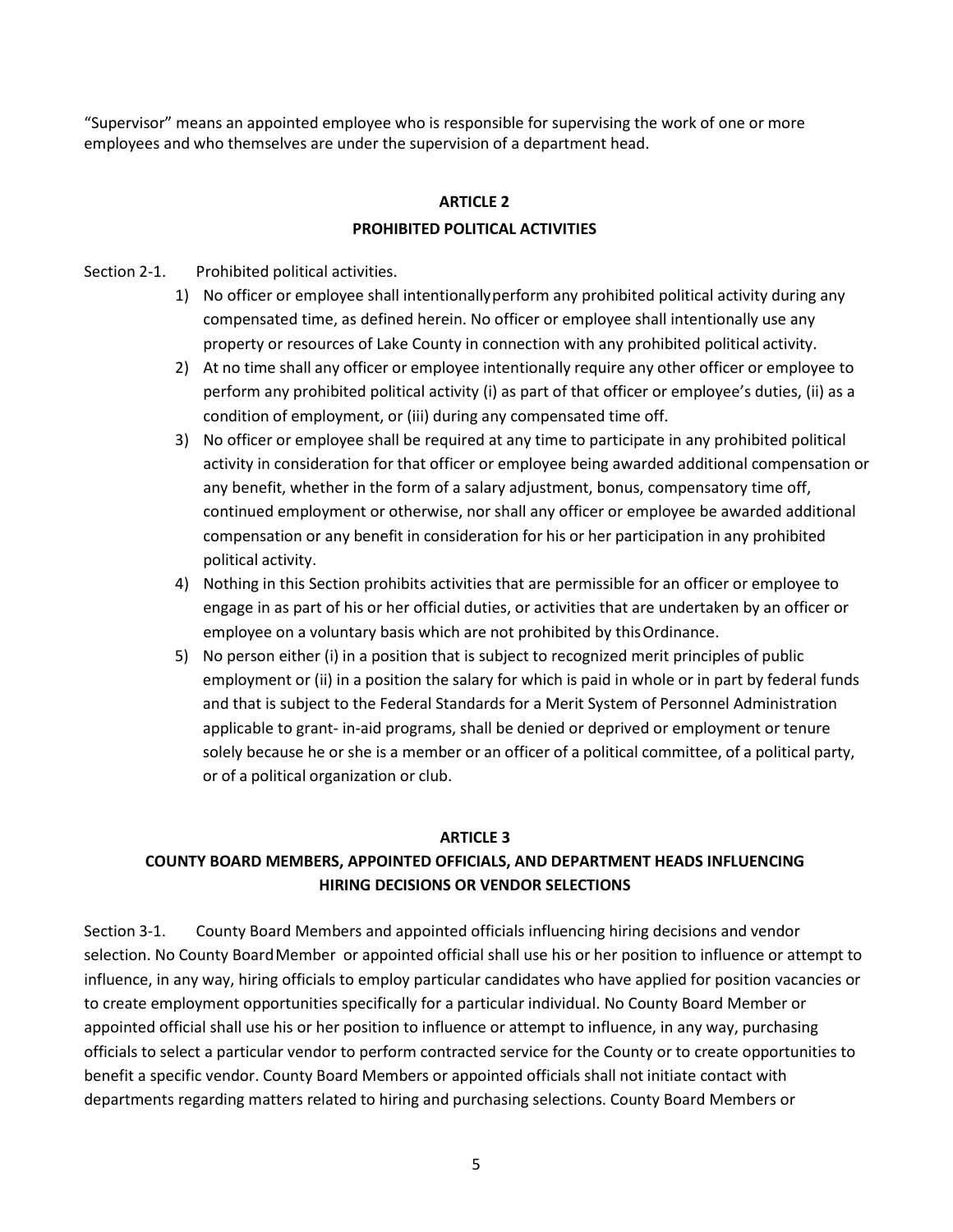“Supervisor” means an appointed employee who is responsible for supervising the work of one or more employees and who themselves are under the supervision of a department head.

## ARTICLE 2

## PROHIBITED POLITICAL ACTIVITIES

Section 2-1. Prohibited political activities.

1) No officer or employee shall intentionally perform any prohibited political activity during any compensated time, as defined herein. No officer or employee shall intentionally use any property or resources of Lake County in connection with any prohibited political activity.
2) At no time shall any officer or employee intentionally require any other officer or employee to perform any prohibited political activity (i) as part of that officer or employee’s duties, (ii) as a condition of employment, or (iii) during any compensated time off.
3) No officer or employee shall be required at any time to participate in any prohibited political activity in consideration for that officer or employee being awarded additional compensation or any benefit, whether in the form of a salary adjustment, bonus, compensatory time off, continued employment or otherwise, nor shall any officer or employee be awarded additional compensation or any benefit in consideration for his or her participation in any prohibited political activity.
4) Nothing in this Section prohibits activities that are permissible for an officer or employee to engage in as part of his or her official duties, or activities that are undertaken by an officer or employee on a voluntary basis which are not prohibited by this Ordinance.
5) No person either (i) in a position that is subject to recognized merit principles of public employment or (ii) in a position the salary for which is paid in whole or in part by federal funds and that is subject to the Federal Standards for a Merit System of Personnel Administration applicable to grant- in-aid programs, shall be denied or deprived or employment or tenure solely because he or she is a member or an officer of a political committee, of a political party, or of a political organization or club.

## ARTICLE 3

## COUNTY BOARD MEMBERS, APPOINTED OFFICIALS, AND DEPARTMENT HEADS INFLUENCING HIRING DECISIONS OR VENDOR SELECTIONS

Section 3-1. County Board Members and appointed officials influencing hiring decisions and vendor selection. No County Board Member or appointed official shall use his or her position to influence or attempt to influence, in any way, hiring officials to employ particular candidates who have applied for position vacancies or to create employment opportunities specifically for a particular individual. No County Board Member or appointed official shall use his or her position to influence or attempt to influence, in any way, purchasing officials to select a particular vendor to perform contracted service for the County or to create opportunities to benefit a specific vendor. County Board Members or appointed officials shall not initiate contact with departments regarding matters related to hiring and purchasing selections. County Board Members or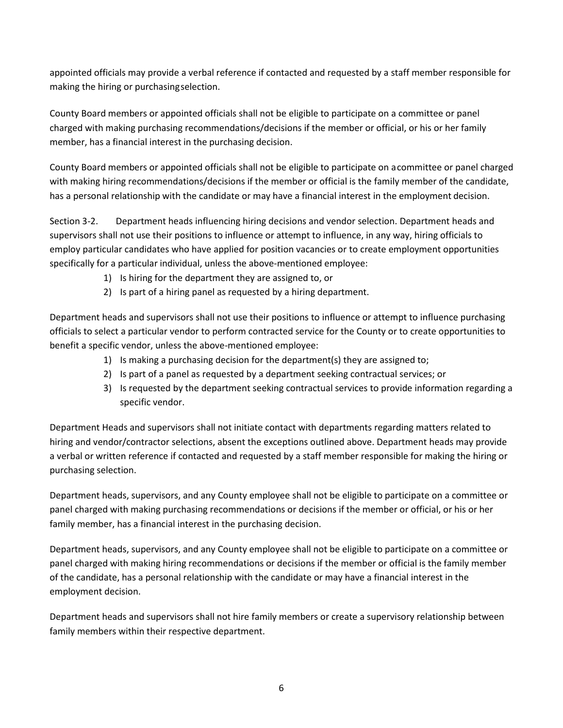appointed officials may provide a verbal reference if contacted and requested by a staff member responsible for making the hiring or purchasing selection.

County Board members or appointed officials shall not be eligible to participate on a committee or panel charged with making purchasing recommendations/decisions if the member or official, or his or her family member, has a financial interest in the purchasing decision.

County Board members or appointed officials shall not be eligible to participate on a committee or panel charged with making hiring recommendations/decisions if the member or official is the family member of the candidate, has a personal relationship with the candidate or may have a financial interest in the employment decision.

Section 3-2. Department heads influencing hiring decisions and vendor selection. Department heads and supervisors shall not use their positions to influence or attempt to influence, in any way, hiring officials to employ particular candidates who have applied for position vacancies or to create employment opportunities specifically for a particular individual, unless the above-mentioned employee:

1) Is hiring for the department they are assigned to, or
2) Is part of a hiring panel as requested by a hiring department.

Department heads and supervisors shall not use their positions to influence or attempt to influence purchasing officials to select a particular vendor to perform contracted service for the County or to create opportunities to benefit a specific vendor, unless the above-mentioned employee:

1) Is making a purchasing decision for the department(s) they are assigned to;
2) Is part of a panel as requested by a department seeking contractual services; or
3) Is requested by the department seeking contractual services to provide information regarding a specific vendor.

Department Heads and supervisors shall not initiate contact with departments regarding matters related to hiring and vendor/contractor selections, absent the exceptions outlined above. Department heads may provide a verbal or written reference if contacted and requested by a staff member responsible for making the hiring or purchasing selection.

Department heads, supervisors, and any County employee shall not be eligible to participate on a committee or panel charged with making purchasing recommendations or decisions if the member or official, or his or her family member, has a financial interest in the purchasing decision.

Department heads, supervisors, and any County employee shall not be eligible to participate on a committee or panel charged with making hiring recommendations or decisions if the member or official is the family member of the candidate, has a personal relationship with the candidate or may have a financial interest in the employment decision.

Department heads and supervisors shall not hire family members or create a supervisory relationship between family members within their respective department.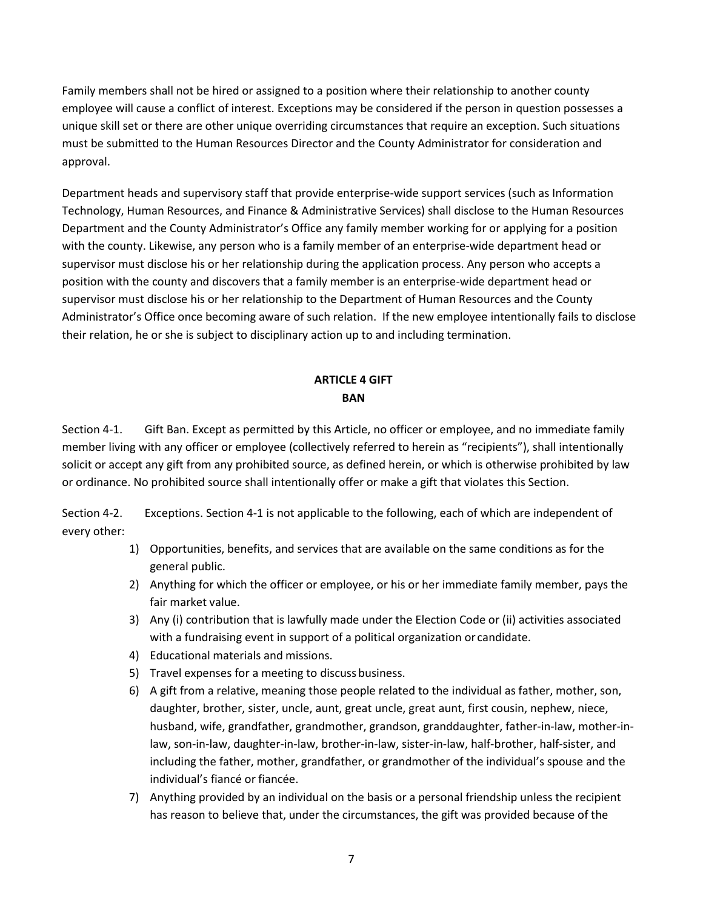Family members shall not be hired or assigned to a position where their relationship to another county employee will cause a conflict of interest. Exceptions may be considered if the person in question possesses a unique skill set or there are other unique overriding circumstances that require an exception. Such situations must be submitted to the Human Resources Director and the County Administrator for consideration and approval.

Department heads and supervisory staff that provide enterprise-wide support services (such as Information Technology, Human Resources, and Finance & Administrative Services) shall disclose to the Human Resources Department and the County Administrator's Office any family member working for or applying for a position with the county. Likewise, any person who is a family member of an enterprise-wide department head or supervisor must disclose his or her relationship during the application process. Any person who accepts a position with the county and discovers that a family member is an enterprise-wide department head or supervisor must disclose his or her relationship to the Department of Human Resources and the County Administrator's Office once becoming aware of such relation. If the new employee intentionally fails to disclose their relation, he or she is subject to disciplinary action up to and including termination.

## ARTICLE 4 GIFT BAN

Section 4-1. Gift Ban. Except as permitted by this Article, no officer or employee, and no immediate family member living with any officer or employee (collectively referred to herein as "recipients"), shall intentionally solicit or accept any gift from any prohibited source, as defined herein, or which is otherwise prohibited by law or ordinance. No prohibited source shall intentionally offer or make a gift that violates this Section.

Section 4-2. Exceptions. Section 4-1 is not applicable to the following, each of which are independent of every other:

1) Opportunities, benefits, and services that are available on the same conditions as for the general public.
2) Anything for which the officer or employee, or his or her immediate family member, pays the fair market value.
3) Any (i) contribution that is lawfully made under the Election Code or (ii) activities associated with a fundraising event in support of a political organization or candidate.
4) Educational materials and missions.
5) Travel expenses for a meeting to discuss business.
6) A gift from a relative, meaning those people related to the individual as father, mother, son, daughter, brother, sister, uncle, aunt, great uncle, great aunt, first cousin, nephew, niece, husband, wife, grandfather, grandmother, grandson, granddaughter, father-in-law, mother-in-law, son-in-law, daughter-in-law, brother-in-law, sister-in-law, half-brother, half-sister, and including the father, mother, grandfather, or grandmother of the individual's spouse and the individual's fiancé or fiancée.
7) Anything provided by an individual on the basis or a personal friendship unless the recipient has reason to believe that, under the circumstances, the gift was provided because of the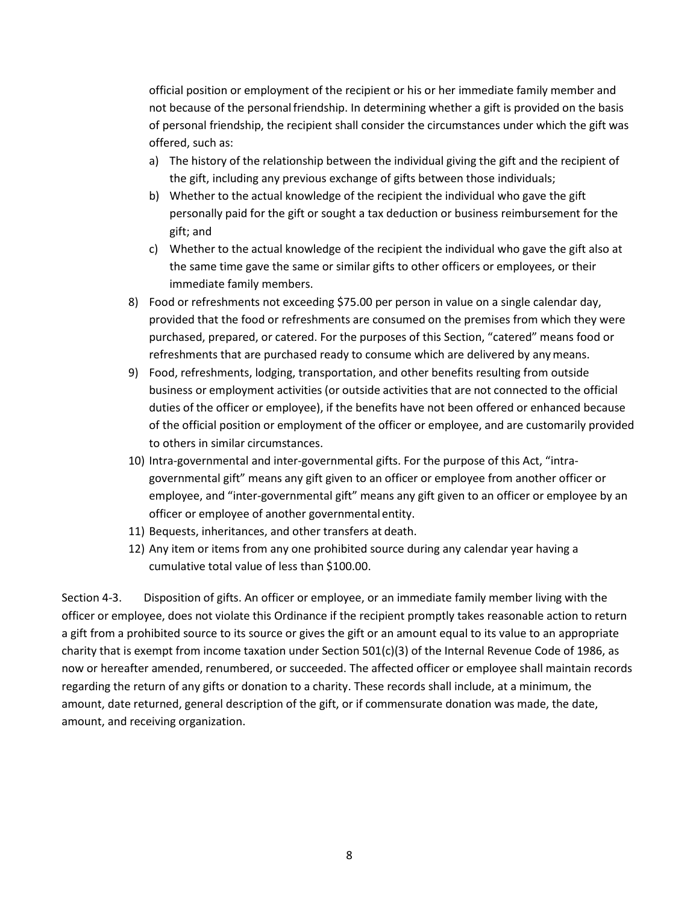official position or employment of the recipient or his or her immediate family member and not because of the personal friendship. In determining whether a gift is provided on the basis of personal friendship, the recipient shall consider the circumstances under which the gift was offered, such as:

a) The history of the relationship between the individual giving the gift and the recipient of the gift, including any previous exchange of gifts between those individuals;
b) Whether to the actual knowledge of the recipient the individual who gave the gift personally paid for the gift or sought a tax deduction or business reimbursement for the gift; and
c) Whether to the actual knowledge of the recipient the individual who gave the gift also at the same time gave the same or similar gifts to other officers or employees, or their immediate family members.

8) Food or refreshments not exceeding $75.00 per person in value on a single calendar day, provided that the food or refreshments are consumed on the premises from which they were purchased, prepared, or catered. For the purposes of this Section, "catered" means food or refreshments that are purchased ready to consume which are delivered by any means.
9) Food, refreshments, lodging, transportation, and other benefits resulting from outside business or employment activities (or outside activities that are not connected to the official duties of the officer or employee), if the benefits have not been offered or enhanced because of the official position or employment of the officer or employee, and are customarily provided to others in similar circumstances.
10) Intra-governmental and inter-governmental gifts. For the purpose of this Act, "intra-governmental gift" means any gift given to an officer or employee from another officer or employee, and "inter-governmental gift" means any gift given to an officer or employee by an officer or employee of another governmental entity.
11) Bequests, inheritances, and other transfers at death.
12) Any item or items from any one prohibited source during any calendar year having a cumulative total value of less than $100.00.

Section 4-3. Disposition of gifts. An officer or employee, or an immediate family member living with the officer or employee, does not violate this Ordinance if the recipient promptly takes reasonable action to return a gift from a prohibited source to its source or gives the gift or an amount equal to its value to an appropriate charity that is exempt from income taxation under Section 501(c)(3) of the Internal Revenue Code of 1986, as now or hereafter amended, renumbered, or succeeded. The affected officer or employee shall maintain records regarding the return of any gifts or donation to a charity. These records shall include, at a minimum, the amount, date returned, general description of the gift, or if commensurate donation was made, the date, amount, and receiving organization.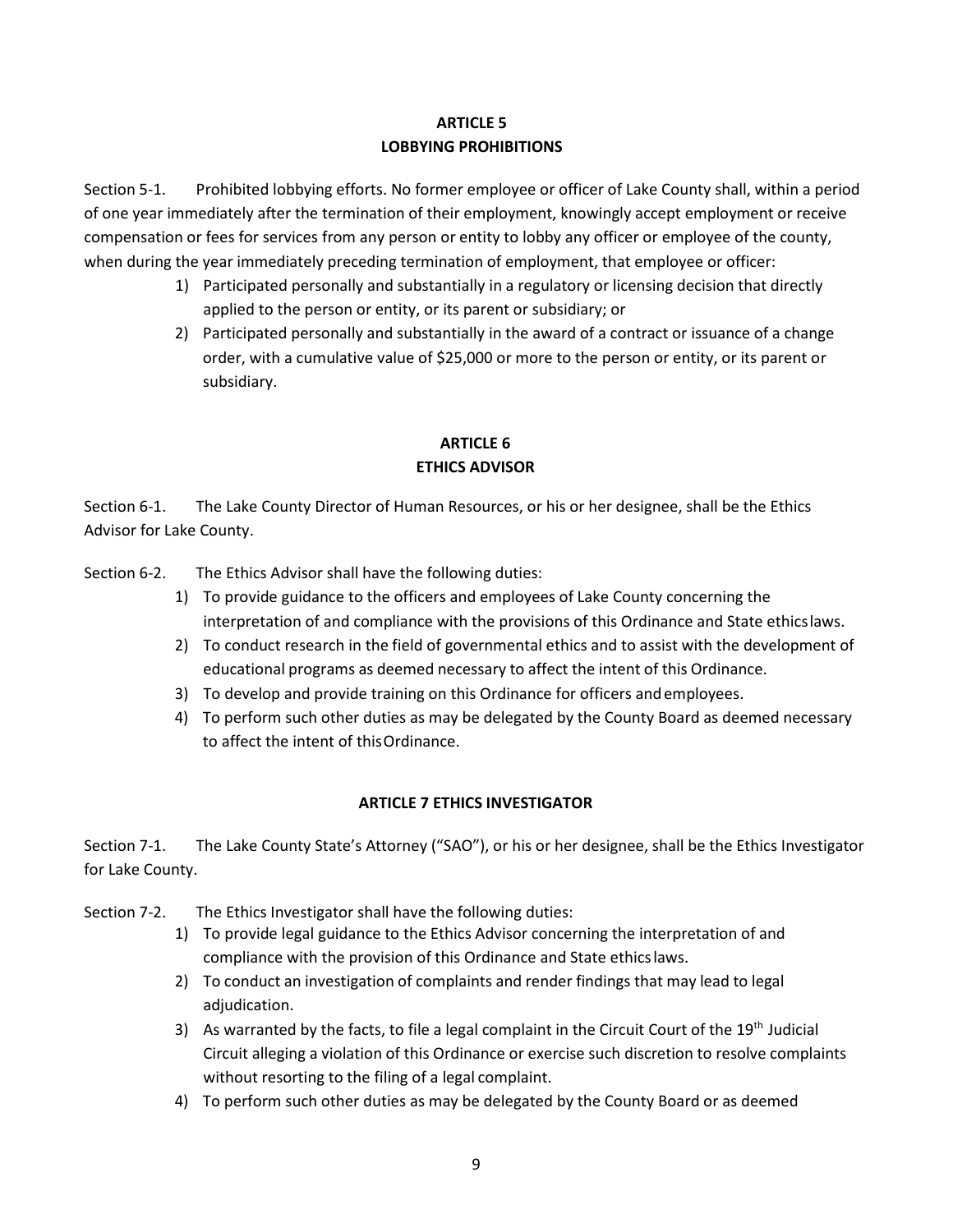## ARTICLE 5
## LOBBYING PROHIBITIONS

Section 5-1. Prohibited lobbying efforts. No former employee or officer of Lake County shall, within a period of one year immediately after the termination of their employment, knowingly accept employment or receive compensation or fees for services from any person or entity to lobby any officer or employee of the county, when during the year immediately preceding termination of employment, that employee or officer:

1) Participated personally and substantially in a regulatory or licensing decision that directly applied to the person or entity, or its parent or subsidiary; or
2) Participated personally and substantially in the award of a contract or issuance of a change order, with a cumulative value of $25,000 or more to the person or entity, or its parent or subsidiary.

## ARTICLE 6
## ETHICS ADVISOR

Section 6-1. The Lake County Director of Human Resources, or his or her designee, shall be the Ethics Advisor for Lake County.

Section 6-2. The Ethics Advisor shall have the following duties:

1) To provide guidance to the officers and employees of Lake County concerning the interpretation of and compliance with the provisions of this Ordinance and State ethics laws.
2) To conduct research in the field of governmental ethics and to assist with the development of educational programs as deemed necessary to affect the intent of this Ordinance.
3) To develop and provide training on this Ordinance for officers and employees.
4) To perform such other duties as may be delegated by the County Board as deemed necessary to affect the intent of this Ordinance.

## ARTICLE 7 ETHICS INVESTIGATOR

Section 7-1. The Lake County State's Attorney ("SAO"), or his or her designee, shall be the Ethics Investigator for Lake County.

Section 7-2. The Ethics Investigator shall have the following duties:

1) To provide legal guidance to the Ethics Advisor concerning the interpretation of and compliance with the provision of this Ordinance and State ethics laws.
2) To conduct an investigation of complaints and render findings that may lead to legal adjudication.
3) As warranted by the facts, to file a legal complaint in the Circuit Court of the 19th Judicial Circuit alleging a violation of this Ordinance or exercise such discretion to resolve complaints without resorting to the filing of a legal complaint.
4) To perform such other duties as may be delegated by the County Board or as deemed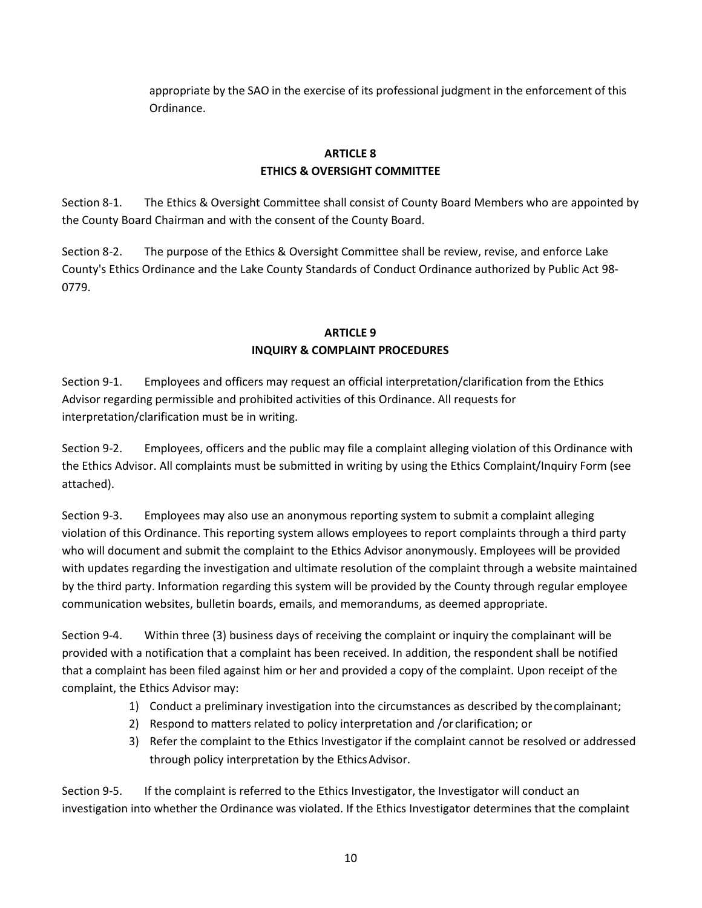appropriate by the SAO in the exercise of its professional judgment in the enforcement of this Ordinance.

## ARTICLE 8
## ETHICS & OVERSIGHT COMMITTEE

Section 8-1. The Ethics & Oversight Committee shall consist of County Board Members who are appointed by the County Board Chairman and with the consent of the County Board.

Section 8-2. The purpose of the Ethics & Oversight Committee shall be review, revise, and enforce Lake County's Ethics Ordinance and the Lake County Standards of Conduct Ordinance authorized by Public Act 98-0779.

## ARTICLE 9
## INQUIRY & COMPLAINT PROCEDURES

Section 9-1. Employees and officers may request an official interpretation/clarification from the Ethics Advisor regarding permissible and prohibited activities of this Ordinance. All requests for interpretation/clarification must be in writing.

Section 9-2. Employees, officers and the public may file a complaint alleging violation of this Ordinance with the Ethics Advisor. All complaints must be submitted in writing by using the Ethics Complaint/Inquiry Form (see attached).

Section 9-3. Employees may also use an anonymous reporting system to submit a complaint alleging violation of this Ordinance. This reporting system allows employees to report complaints through a third party who will document and submit the complaint to the Ethics Advisor anonymously. Employees will be provided with updates regarding the investigation and ultimate resolution of the complaint through a website maintained by the third party. Information regarding this system will be provided by the County through regular employee communication websites, bulletin boards, emails, and memorandums, as deemed appropriate.

Section 9-4. Within three (3) business days of receiving the complaint or inquiry the complainant will be provided with a notification that a complaint has been received. In addition, the respondent shall be notified that a complaint has been filed against him or her and provided a copy of the complaint. Upon receipt of the complaint, the Ethics Advisor may:

1) Conduct a preliminary investigation into the circumstances as described by the complainant;
2) Respond to matters related to policy interpretation and /or clarification; or
3) Refer the complaint to the Ethics Investigator if the complaint cannot be resolved or addressed through policy interpretation by the Ethics Advisor.

Section 9-5. If the complaint is referred to the Ethics Investigator, the Investigator will conduct an investigation into whether the Ordinance was violated. If the Ethics Investigator determines that the complaint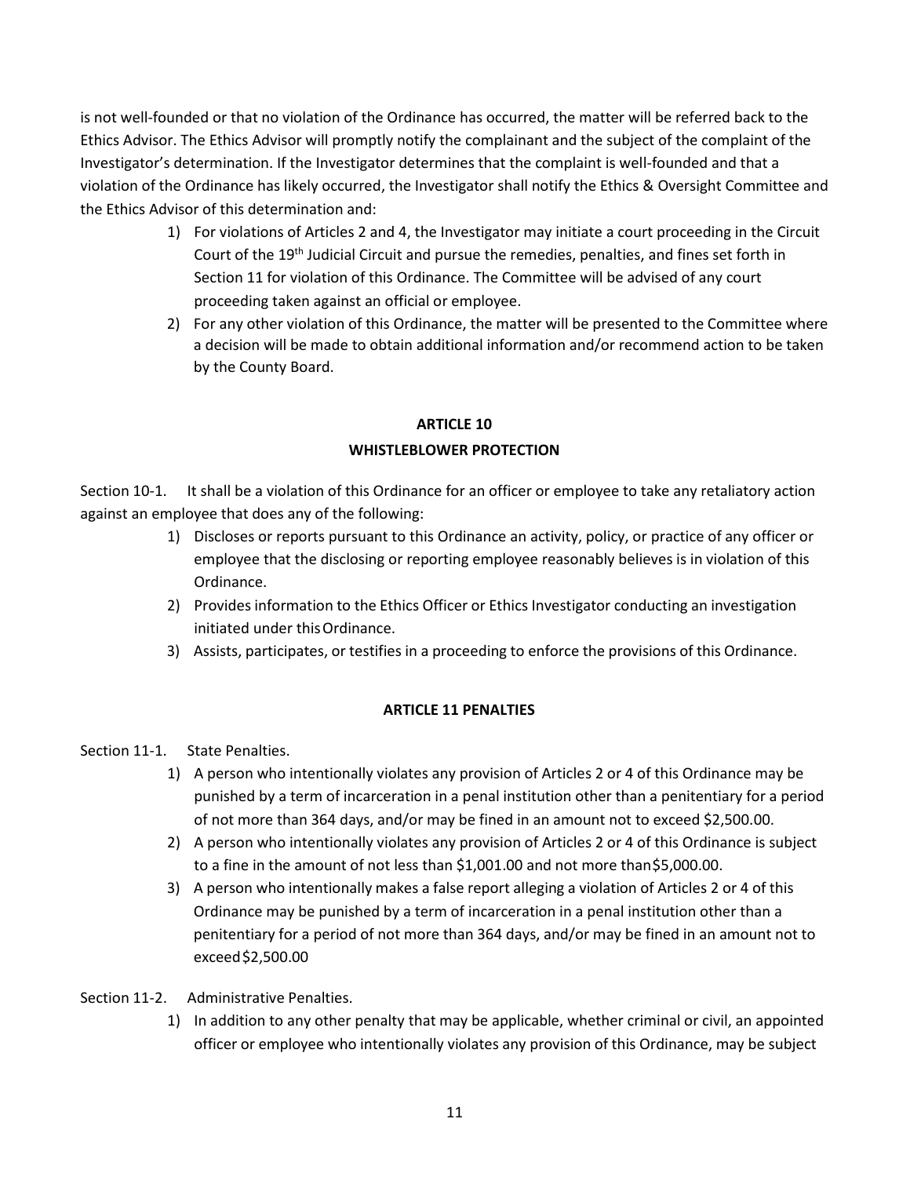is not well-founded or that no violation of the Ordinance has occurred, the matter will be referred back to the Ethics Advisor. The Ethics Advisor will promptly notify the complainant and the subject of the complaint of the Investigator's determination. If the Investigator determines that the complaint is well-founded and that a violation of the Ordinance has likely occurred, the Investigator shall notify the Ethics & Oversight Committee and the Ethics Advisor of this determination and:

1) For violations of Articles 2 and 4, the Investigator may initiate a court proceeding in the Circuit Court of the 19th Judicial Circuit and pursue the remedies, penalties, and fines set forth in Section 11 for violation of this Ordinance. The Committee will be advised of any court proceeding taken against an official or employee.
2) For any other violation of this Ordinance, the matter will be presented to the Committee where a decision will be made to obtain additional information and/or recommend action to be taken by the County Board.

## ARTICLE 10
## WHISTLEBLOWER PROTECTION

Section 10-1. It shall be a violation of this Ordinance for an officer or employee to take any retaliatory action against an employee that does any of the following:

1) Discloses or reports pursuant to this Ordinance an activity, policy, or practice of any officer or employee that the disclosing or reporting employee reasonably believes is in violation of this Ordinance.
2) Provides information to the Ethics Officer or Ethics Investigator conducting an investigation initiated under this Ordinance.
3) Assists, participates, or testifies in a proceeding to enforce the provisions of this Ordinance.

## ARTICLE 11 PENALTIES

Section 11-1. State Penalties.

1) A person who intentionally violates any provision of Articles 2 or 4 of this Ordinance may be punished by a term of incarceration in a penal institution other than a penitentiary for a period of not more than 364 days, and/or may be fined in an amount not to exceed $2,500.00.
2) A person who intentionally violates any provision of Articles 2 or 4 of this Ordinance is subject to a fine in the amount of not less than $1,001.00 and not more than $5,000.00.
3) A person who intentionally makes a false report alleging a violation of Articles 2 or 4 of this Ordinance may be punished by a term of incarceration in a penal institution other than a penitentiary for a period of not more than 364 days, and/or may be fined in an amount not to exceed $2,500.00

Section 11-2. Administrative Penalties.

1) In addition to any other penalty that may be applicable, whether criminal or civil, an appointed officer or employee who intentionally violates any provision of this Ordinance, may be subject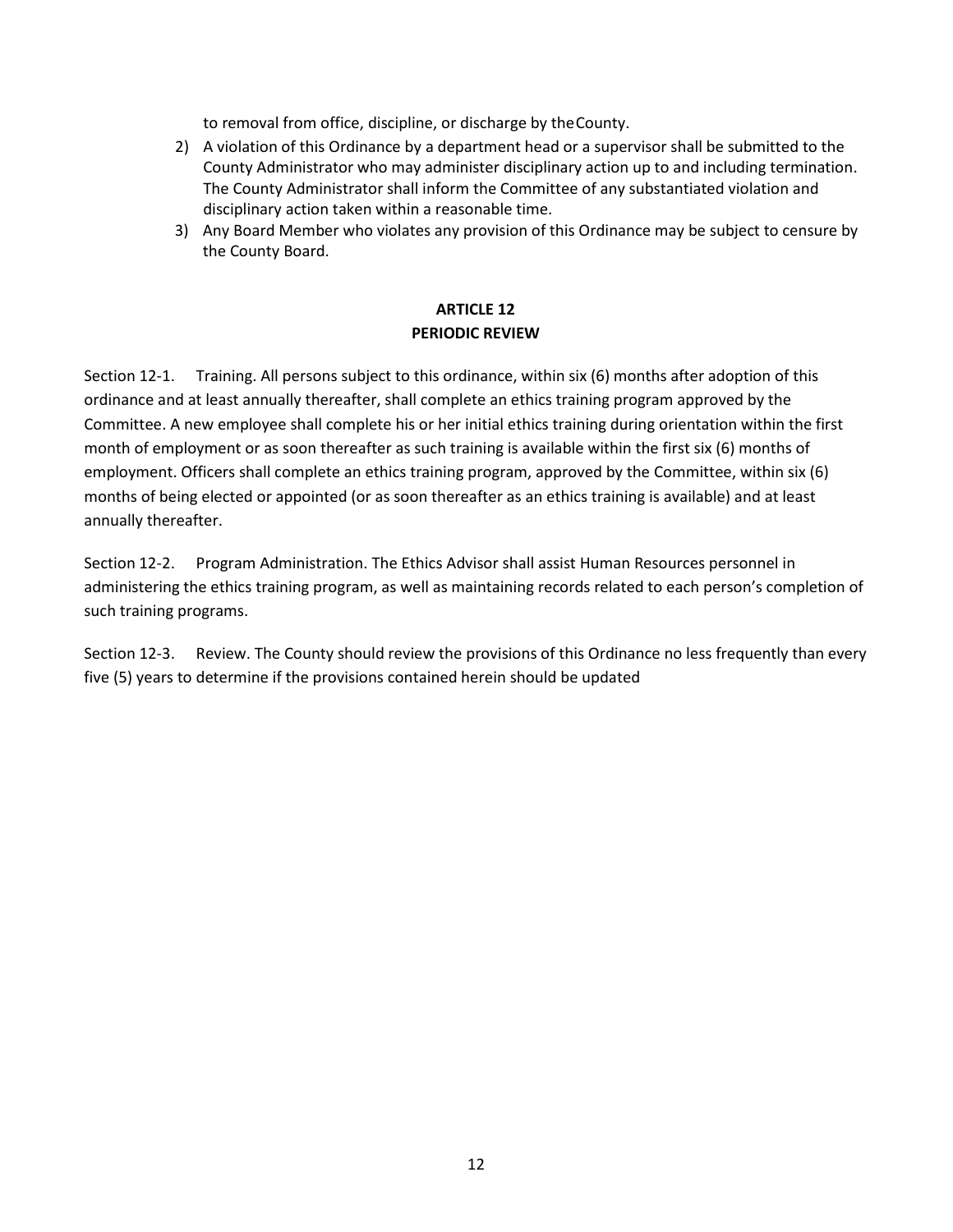to removal from office, discipline, or discharge by the County.

2) A violation of this Ordinance by a department head or a supervisor shall be submitted to the County Administrator who may administer disciplinary action up to and including termination. The County Administrator shall inform the Committee of any substantiated violation and disciplinary action taken within a reasonable time.
3) Any Board Member who violates any provision of this Ordinance may be subject to censure by the County Board.

## ARTICLE 12
## PERIODIC REVIEW

Section 12-1. Training. All persons subject to this ordinance, within six (6) months after adoption of this ordinance and at least annually thereafter, shall complete an ethics training program approved by the Committee. A new employee shall complete his or her initial ethics training during orientation within the first month of employment or as soon thereafter as such training is available within the first six (6) months of employment. Officers shall complete an ethics training program, approved by the Committee, within six (6) months of being elected or appointed (or as soon thereafter as an ethics training is available) and at least annually thereafter.

Section 12-2. Program Administration. The Ethics Advisor shall assist Human Resources personnel in administering the ethics training program, as well as maintaining records related to each person's completion of such training programs.

Section 12-3. Review. The County should review the provisions of this Ordinance no less frequently than every five (5) years to determine if the provisions contained herein should be updated